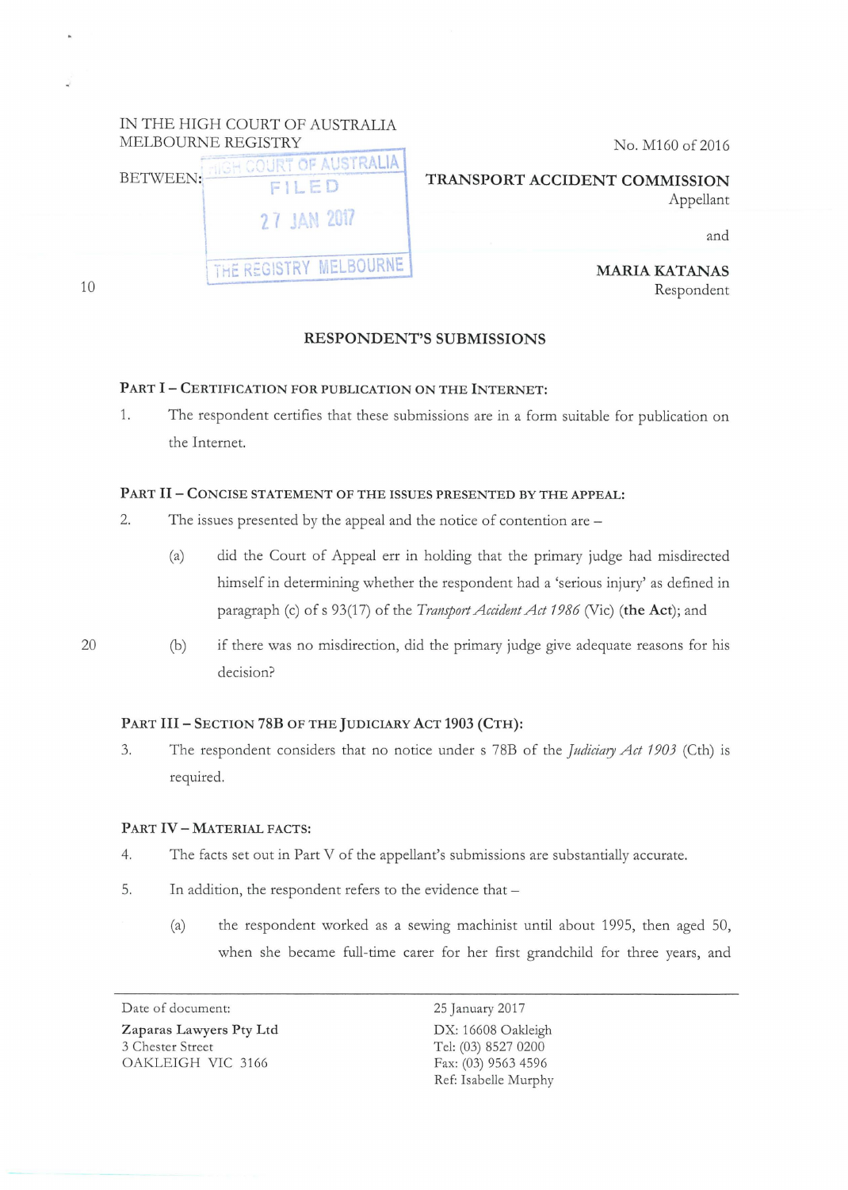IN THE HIGH COURT OF AUSTRALIA
MELBOURNE REGISTRY

No. M160 of 2016

HIGH COURT OF AUSTRALIA
FILED
27 JAN 2017
THE REGISTRY MELBOURNE

BETWEEN:

**TRANSPORT ACCIDENT COMMISSION**
Appellant

and

**MARIA KATANAS**
Respondent

## RESPONDENT'S SUBMISSIONS

### PART I – CERTIFICATION FOR PUBLICATION ON THE INTERNET:

1. The respondent certifies that these submissions are in a form suitable for publication on the Internet.

### PART II – CONCISE STATEMENT OF THE ISSUES PRESENTED BY THE APPEAL:

2. The issues presented by the appeal and the notice of contention are –

   (a) did the Court of Appeal err in holding that the primary judge had misdirected himself in determining whether the respondent had a 'serious injury' as defined in paragraph (c) of s 93(17) of the *Transport Accident Act 1986* (Vic) (**the Act**); and

   (b) if there was no misdirection, did the primary judge give adequate reasons for his decision?

### PART III – SECTION 78B OF THE JUDICIARY ACT 1903 (CTH):

3. The respondent considers that no notice under s 78B of the *Judiciary Act 1903* (Cth) is required.

### PART IV – MATERIAL FACTS:

4. The facts set out in Part V of the appellant's submissions are substantially accurate.

5. In addition, the respondent refers to the evidence that –

   (a) the respondent worked as a sewing machinist until about 1995, then aged 50, when she became full-time carer for her first grandchild for three years, and

---

Date of document: 25 January 2017

**Zaparas Lawyers Pty Ltd**
3 Chester Street
OAKLEIGH VIC 3166

DX: 16608 Oakleigh
Tel: (03) 8527 0200
Fax: (03) 9563 4596
Ref: Isabelle Murphy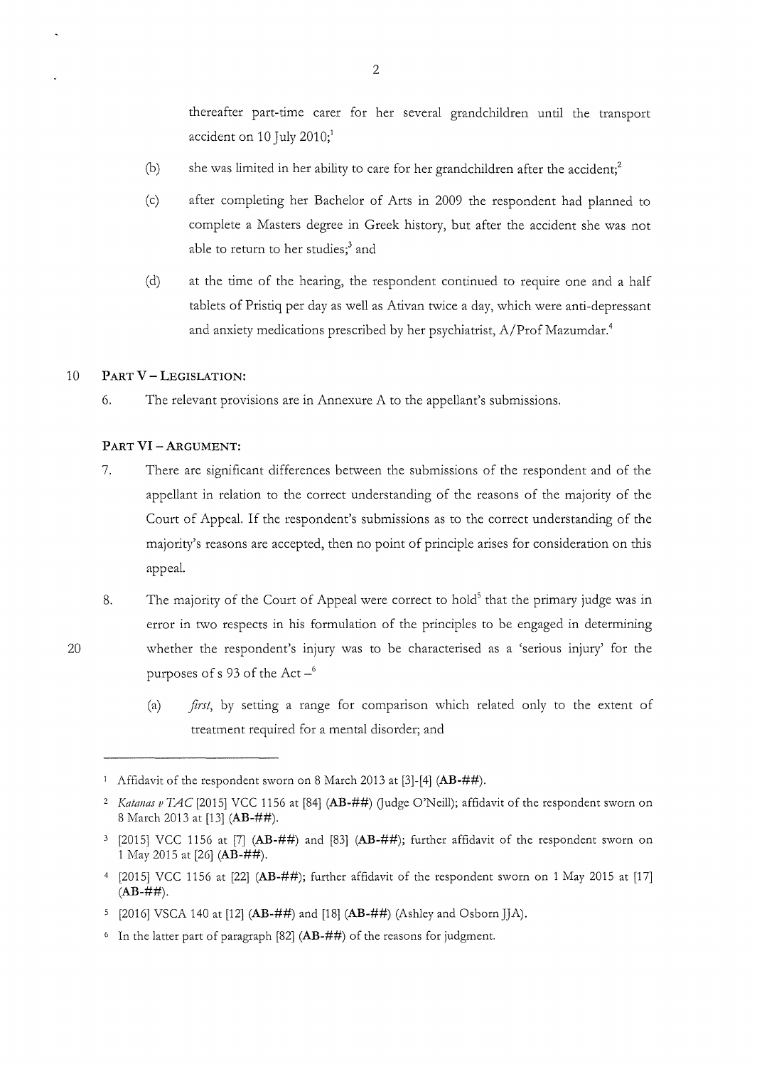thereafter part-time carer for her several grandchildren until the transport accident on 10 July 2010;[1]

(b) she was limited in her ability to care for her grandchildren after the accident;[2]

(c) after completing her Bachelor of Arts in 2009 the respondent had planned to complete a Masters degree in Greek history, but after the accident she was not able to return to her studies;[3] and

(d) at the time of the hearing, the respondent continued to require one and a half tablets of Pristiq per day as well as Ativan twice a day, which were anti-depressant and anxiety medications prescribed by her psychiatrist, A/Prof Mazumdar.[4]

## PART V – LEGISLATION:

6. The relevant provisions are in Annexure A to the appellant's submissions.

## PART VI – ARGUMENT:

7. There are significant differences between the submissions of the respondent and of the appellant in relation to the correct understanding of the reasons of the majority of the Court of Appeal. If the respondent's submissions as to the correct understanding of the majority's reasons are accepted, then no point of principle arises for consideration on this appeal.

8. The majority of the Court of Appeal were correct to hold[5] that the primary judge was in error in two respects in his formulation of the principles to be engaged in determining whether the respondent's injury was to be characterised as a 'serious injury' for the purposes of s 93 of the Act –[6]

   (a) *first*, by setting a range for comparison which related only to the extent of treatment required for a mental disorder; and

---

1 Affidavit of the respondent sworn on 8 March 2013 at [3]-[4] (**AB-##**).

2 *Katanas v TAC* [2015] VCC 1156 at [84] (**AB-##**) (Judge O'Neill); affidavit of the respondent sworn on 8 March 2013 at [13] (**AB-##**).

3 [2015] VCC 1156 at [7] (**AB-##**) and [83] (**AB-##**); further affidavit of the respondent sworn on 1 May 2015 at [26] (**AB-##**).

4 [2015] VCC 1156 at [22] (**AB-##**); further affidavit of the respondent sworn on 1 May 2015 at [17] (**AB-##**).

5 [2016] VSCA 140 at [12] (**AB-##**) and [18] (**AB-##**) (Ashley and Osborn JJA).

6 In the latter part of paragraph [82] (**AB-##**) of the reasons for judgment.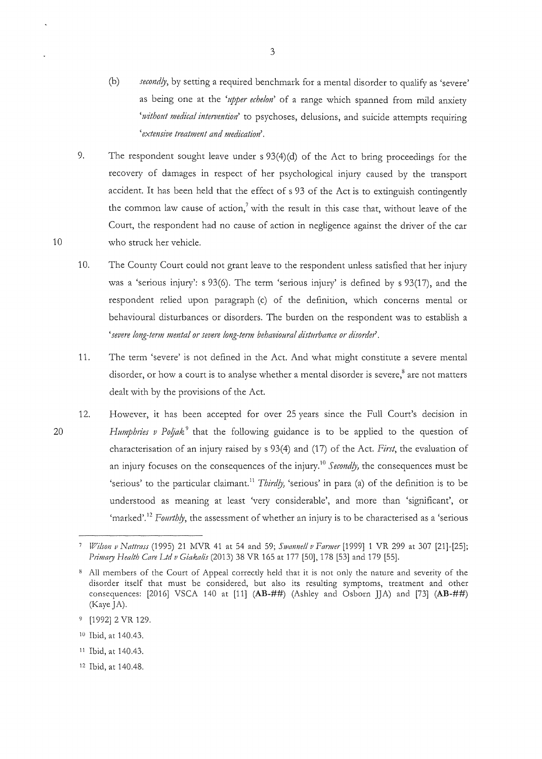(b) *secondly*, by setting a required benchmark for a mental disorder to qualify as 'severe' as being one at the '*upper echelon*' of a range which spanned from mild anxiety '*without medical intervention*' to psychoses, delusions, and suicide attempts requiring '*extensive treatment and medication*'.

9. The respondent sought leave under s 93(4)(d) of the Act to bring proceedings for the recovery of damages in respect of her psychological injury caused by the transport accident. It has been held that the effect of s 93 of the Act is to extinguish contingently the common law cause of action,[7] with the result in this case that, without leave of the Court, the respondent had no cause of action in negligence against the driver of the car who struck her vehicle.

10. The County Court could not grant leave to the respondent unless satisfied that her injury was a 'serious injury': s 93(6). The term 'serious injury' is defined by s 93(17), and the respondent relied upon paragraph (c) of the definition, which concerns mental or behavioural disturbances or disorders. The burden on the respondent was to establish a '*severe long-term mental or severe long-term behavioural disturbance or disorder*'.

11. The term 'severe' is not defined in the Act. And what might constitute a severe mental disorder, or how a court is to analyse whether a mental disorder is severe,[8] are not matters dealt with by the provisions of the Act.

12. However, it has been accepted for over 25 years since the Full Court's decision in *Humphries v Poljak*[9] that the following guidance is to be applied to the question of characterisation of an injury raised by s 93(4) and (17) of the Act. *First*, the evaluation of an injury focuses on the consequences of the injury.[10] *Secondly*, the consequences must be 'serious' to the particular claimant.[11] *Thirdly*, 'serious' in para (a) of the definition is to be understood as meaning at least 'very considerable', and more than 'significant', or 'marked'.[12] *Fourthly*, the assessment of whether an injury is to be characterised as a 'serious

---

[7] *Wilson v Nattrass* (1995) 21 MVR 41 at 54 and 59; *Swannell v Farmer* [1999] 1 VR 299 at 307 [21]-[25]; *Primary Health Care Ltd v Giakalis* (2013) 38 VR 165 at 177 [50], 178 [53] and 179 [55].

[8] All members of the Court of Appeal correctly held that it is not only the nature and severity of the disorder itself that must be considered, but also its resulting symptoms, treatment and other consequences: [2016] VSCA 140 at [11] (**AB-##**) (Ashley and Osborn JJA) and [73] (**AB-##**) (Kaye JA).

[9] [1992] 2 VR 129.

[10] Ibid, at 140.43.

[11] Ibid, at 140.43.

[12] Ibid, at 140.48.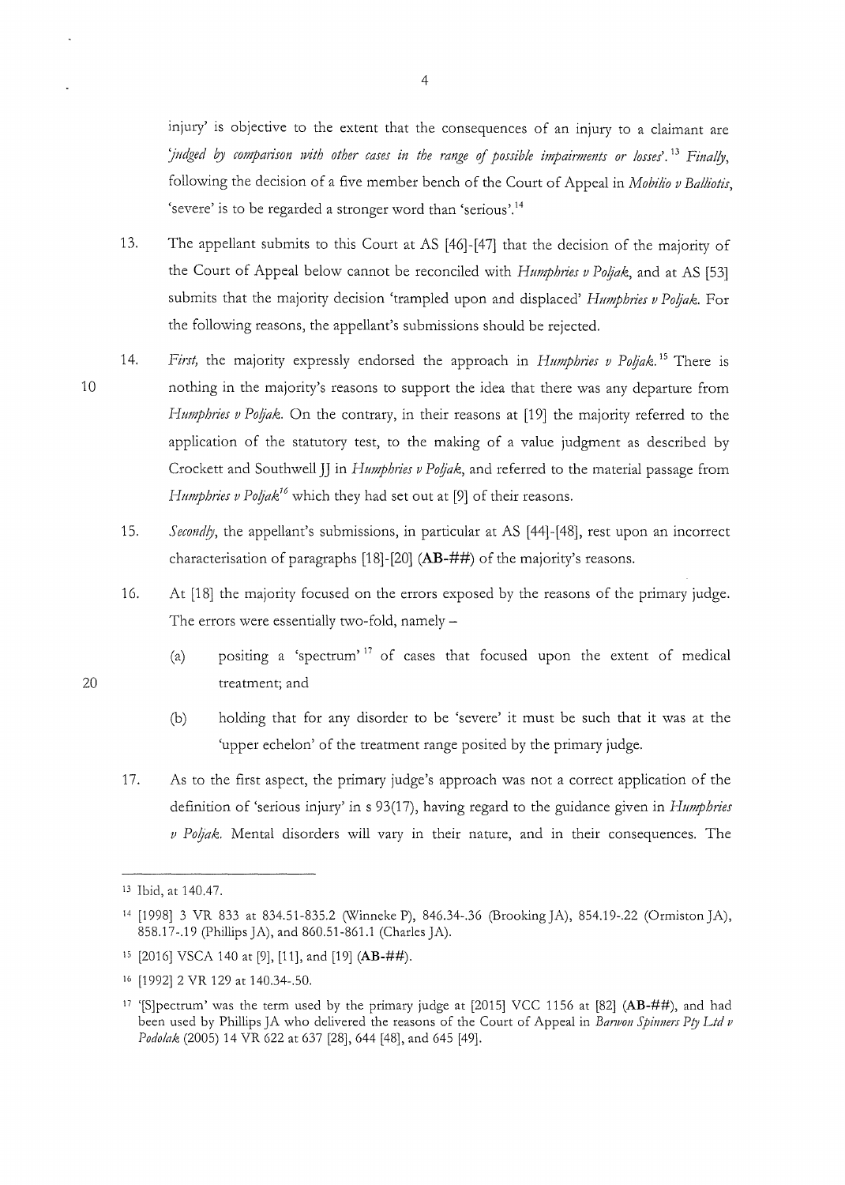injury' is objective to the extent that the consequences of an injury to a claimant are '*judged by comparison with other cases in the range of possible impairments or losses*'.[13] *Finally*, following the decision of a five member bench of the Court of Appeal in *Mobilio v Balliotis*, 'severe' is to be regarded a stronger word than 'serious'.[14]

13. The appellant submits to this Court at AS [46]-[47] that the decision of the majority of the Court of Appeal below cannot be reconciled with *Humphries v Poljak*, and at AS [53] submits that the majority decision 'trampled upon and displaced' *Humphries v Poljak*. For the following reasons, the appellant's submissions should be rejected.

14. *First*, the majority expressly endorsed the approach in *Humphries v Poljak*.[15] There is nothing in the majority's reasons to support the idea that there was any departure from *Humphries v Poljak*. On the contrary, in their reasons at [19] the majority referred to the application of the statutory test, to the making of a value judgment as described by Crockett and Southwell JJ in *Humphries v Poljak*, and referred to the material passage from *Humphries v Poljak*[16] which they had set out at [9] of their reasons.

15. *Secondly*, the appellant's submissions, in particular at AS [44]-[48], rest upon an incorrect characterisation of paragraphs [18]-[20] (**AB-##**) of the majority's reasons.

16. At [18] the majority focused on the errors exposed by the reasons of the primary judge. The errors were essentially two-fold, namely –

    (a) positing a 'spectrum'[17] of cases that focused upon the extent of medical treatment; and

    (b) holding that for any disorder to be 'severe' it must be such that it was at the 'upper echelon' of the treatment range posited by the primary judge.

17. As to the first aspect, the primary judge's approach was not a correct application of the definition of 'serious injury' in s 93(17), having regard to the guidance given in *Humphries v Poljak*. Mental disorders will vary in their nature, and in their consequences. The

---

[13] Ibid, at 140.47.

[14] [1998] 3 VR 833 at 834.51-835.2 (Winneke P), 846.34-.36 (Brooking JA), 854.19-.22 (Ormiston JA), 858.17-.19 (Phillips JA), and 860.51-861.1 (Charles JA).

[15] [2016] VSCA 140 at [9], [11], and [19] (**AB-##**).

[16] [1992] 2 VR 129 at 140.34-.50.

[17] '[S]pectrum' was the term used by the primary judge at [2015] VCC 1156 at [82] (**AB-##**), and had been used by Phillips JA who delivered the reasons of the Court of Appeal in *Barwon Spinners Pty Ltd v Podolak* (2005) 14 VR 622 at 637 [28], 644 [48], and 645 [49].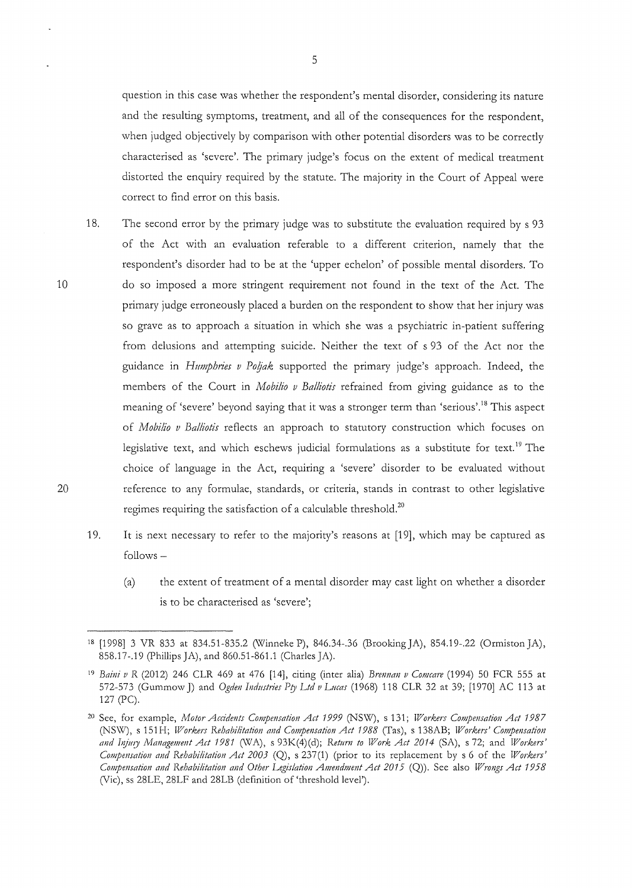question in this case was whether the respondent's mental disorder, considering its nature and the resulting symptoms, treatment, and all of the consequences for the respondent, when judged objectively by comparison with other potential disorders was to be correctly characterised as 'severe'. The primary judge's focus on the extent of medical treatment distorted the enquiry required by the statute. The majority in the Court of Appeal were correct to find error on this basis.

18. The second error by the primary judge was to substitute the evaluation required by s 93 of the Act with an evaluation referable to a different criterion, namely that the respondent's disorder had to be at the 'upper echelon' of possible mental disorders. To do so imposed a more stringent requirement not found in the text of the Act. The primary judge erroneously placed a burden on the respondent to show that her injury was so grave as to approach a situation in which she was a psychiatric in-patient suffering from delusions and attempting suicide. Neither the text of s 93 of the Act nor the guidance in *Humphries v Poljak* supported the primary judge's approach. Indeed, the members of the Court in *Mobilio v Balliotis* refrained from giving guidance as to the meaning of 'severe' beyond saying that it was a stronger term than 'serious'.[18] This aspect of *Mobilio v Balliotis* reflects an approach to statutory construction which focuses on legislative text, and which eschews judicial formulations as a substitute for text.[19] The choice of language in the Act, requiring a 'severe' disorder to be evaluated without reference to any formulae, standards, or criteria, stands in contrast to other legislative regimes requiring the satisfaction of a calculable threshold.[20]

19. It is next necessary to refer to the majority's reasons at [19], which may be captured as follows –

    (a) the extent of treatment of a mental disorder may cast light on whether a disorder is to be characterised as 'severe';

---

[18] [1998] 3 VR 833 at 834.51-835.2 (Winneke P), 846.34-.36 (Brooking JA), 854.19-.22 (Ormiston JA), 858.17-.19 (Phillips JA), and 860.51-861.1 (Charles JA).

[19] *Baini v R* (2012) 246 CLR 469 at 476 [14], citing (inter alia) *Brennan v Comcare* (1994) 50 FCR 555 at 572-573 (Gummow J) and *Ogden Industries Pty Ltd v Lucas* (1968) 118 CLR 32 at 39; [1970] AC 113 at 127 (PC).

[20] See, for example, *Motor Accidents Compensation Act 1999* (NSW), s 131; *Workers Compensation Act 1987* (NSW), s 151H; *Workers Rehabilitation and Compensation Act 1988* (Tas), s 138AB; *Workers' Compensation and Injury Management Act 1981* (WA), s 93K(4)(d); *Return to Work Act 2014* (SA), s 72; and *Workers' Compensation and Rehabilitation Act 2003* (Q), s 237(1) (prior to its replacement by s 6 of the *Workers' Compensation and Rehabilitation and Other Legislation Amendment Act 2015* (Q)). See also *Wrongs Act 1958* (Vic), ss 28LE, 28LF and 28LB (definition of 'threshold level').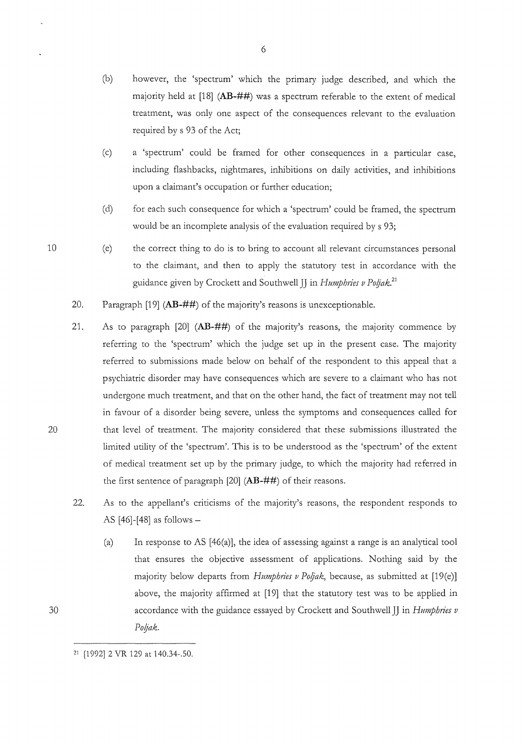(b) however, the 'spectrum' which the primary judge described, and which the majority held at [18] (**AB-##**) was a spectrum referable to the extent of medical treatment, was only one aspect of the consequences relevant to the evaluation required by s 93 of the Act;

(c) a 'spectrum' could be framed for other consequences in a particular case, including flashbacks, nightmares, inhibitions on daily activities, and inhibitions upon a claimant's occupation or further education;

(d) for each such consequence for which a 'spectrum' could be framed, the spectrum would be an incomplete analysis of the evaluation required by s 93;

(e) the correct thing to do is to bring to account all relevant circumstances personal to the claimant, and then to apply the statutory test in accordance with the guidance given by Crockett and Southwell JJ in *Humphries v Poljak*.[21]

20. Paragraph [19] (**AB-##**) of the majority's reasons is unexceptionable.

21. As to paragraph [20] (**AB-##**) of the majority's reasons, the majority commence by referring to the 'spectrum' which the judge set up in the present case. The majority referred to submissions made below on behalf of the respondent to this appeal that a psychiatric disorder may have consequences which are severe to a claimant who has not undergone much treatment, and that on the other hand, the fact of treatment may not tell in favour of a disorder being severe, unless the symptoms and consequences called for that level of treatment. The majority considered that these submissions illustrated the limited utility of the 'spectrum'. This is to be understood as the 'spectrum' of the extent of medical treatment set up by the primary judge, to which the majority had referred in the first sentence of paragraph [20] (**AB-##**) of their reasons.

22. As to the appellant's criticisms of the majority's reasons, the respondent responds to AS [46]-[48] as follows –

(a) In response to AS [46(a)], the idea of assessing against a range is an analytical tool that ensures the objective assessment of applications. Nothing said by the majority below departs from *Humphries v Poljak*, because, as submitted at [19(e)] above, the majority affirmed at [19] that the statutory test was to be applied in accordance with the guidance essayed by Crockett and Southwell JJ in *Humphries v Poljak*.

---

[21] [1992] 2 VR 129 at 140.34-.50.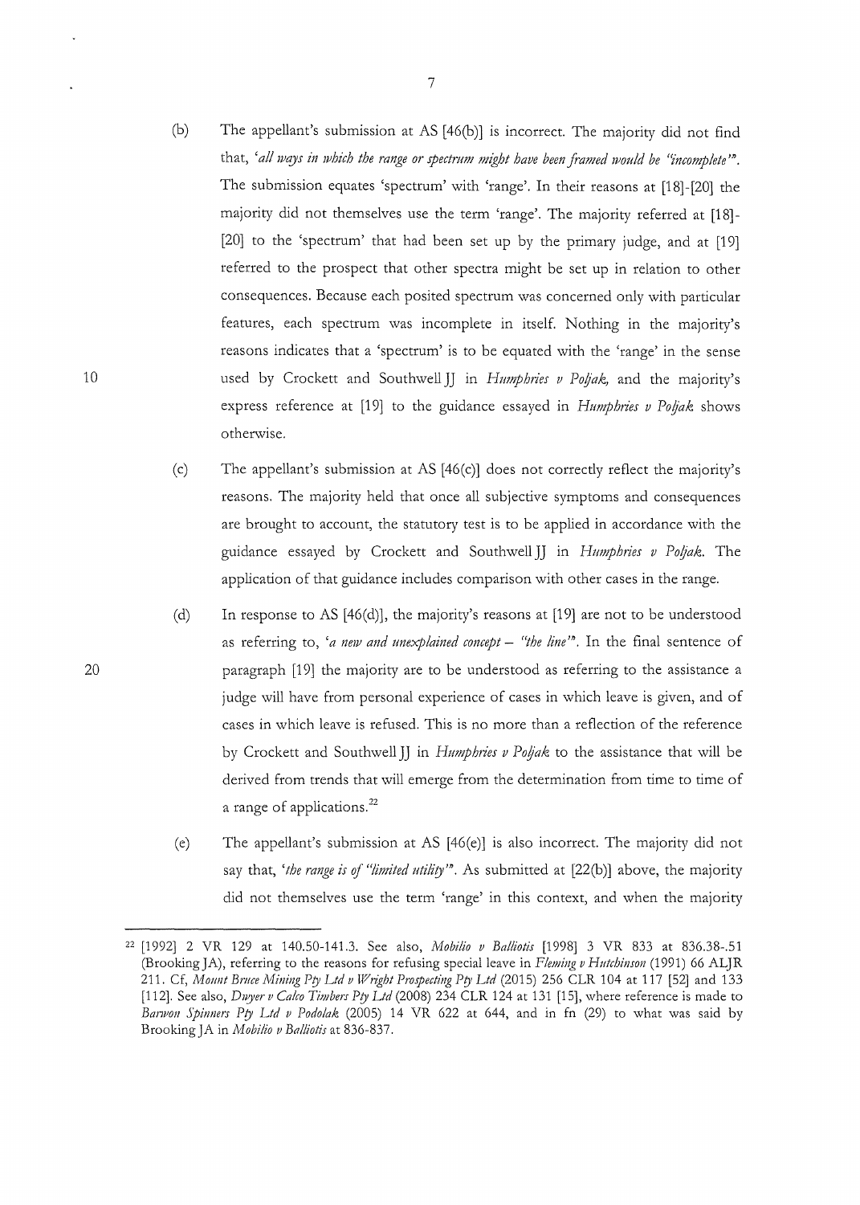(b) The appellant's submission at AS [46(b)] is incorrect. The majority did not find that, *'all ways in which the range or spectrum might have been framed would be "incomplete"'*. The submission equates 'spectrum' with 'range'. In their reasons at [18]-[20] the majority did not themselves use the term 'range'. The majority referred at [18]-[20] to the 'spectrum' that had been set up by the primary judge, and at [19] referred to the prospect that other spectra might be set up in relation to other consequences. Because each posited spectrum was concerned only with particular features, each spectrum was incomplete in itself. Nothing in the majority's reasons indicates that a 'spectrum' is to be equated with the 'range' in the sense used by Crockett and Southwell JJ in *Humphries v Poljak*, and the majority's express reference at [19] to the guidance essayed in *Humphries v Poljak* shows otherwise.

(c) The appellant's submission at AS [46(c)] does not correctly reflect the majority's reasons. The majority held that once all subjective symptoms and consequences are brought to account, the statutory test is to be applied in accordance with the guidance essayed by Crockett and Southwell JJ in *Humphries v Poljak*. The application of that guidance includes comparison with other cases in the range.

(d) In response to AS [46(d)], the majority's reasons at [19] are not to be understood as referring to, *'a new and unexplained concept – "the line"'*. In the final sentence of paragraph [19] the majority are to be understood as referring to the assistance a judge will have from personal experience of cases in which leave is given, and of cases in which leave is refused. This is no more than a reflection of the reference by Crockett and Southwell JJ in *Humphries v Poljak* to the assistance that will be derived from trends that will emerge from the determination from time to time of a range of applications.[22]

(e) The appellant's submission at AS [46(e)] is also incorrect. The majority did not say that, *'the range is of "limited utility"'*. As submitted at [22(b)] above, the majority did not themselves use the term 'range' in this context, and when the majority

---

[22] [1992] 2 VR 129 at 140.50-141.3. See also, *Mobilio v Balliotis* [1998] 3 VR 833 at 836.38-.51 (Brooking JA), referring to the reasons for refusing special leave in *Fleming v Hutchinson* (1991) 66 ALJR 211. Cf, *Mount Bruce Mining Pty Ltd v Wright Prospecting Pty Ltd* (2015) 256 CLR 104 at 117 [52] and 133 [112]. See also, *Dwyer v Calco Timbers Pty Ltd* (2008) 234 CLR 124 at 131 [15], where reference is made to *Barwon Spinners Pty Ltd v Podolak* (2005) 14 VR 622 at 644, and in fn (29) to what was said by Brooking JA in *Mobilio v Balliotis* at 836-837.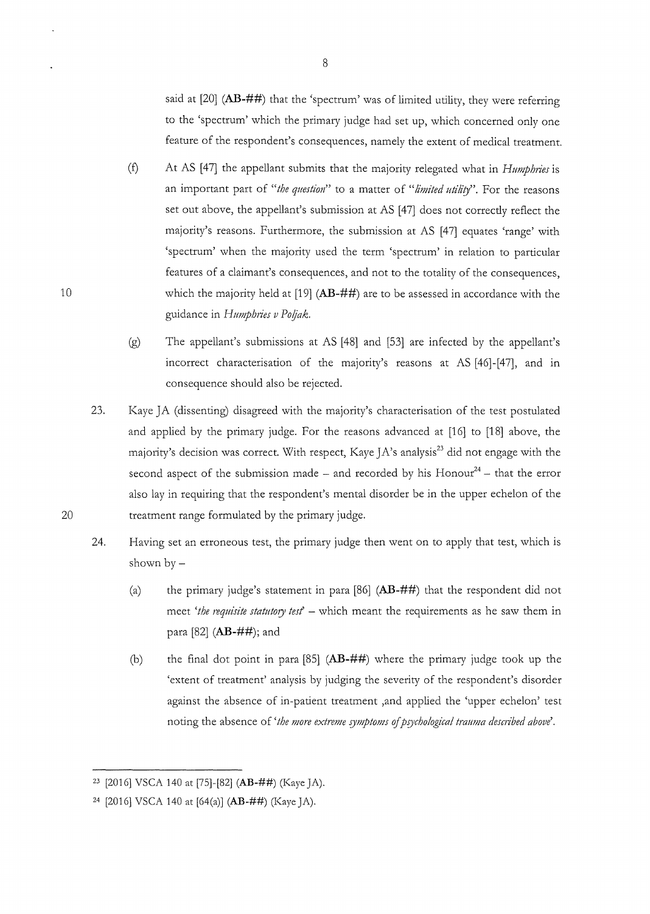said at [20] (**AB-##**) that the 'spectrum' was of limited utility, they were referring to the 'spectrum' which the primary judge had set up, which concerned only one feature of the respondent's consequences, namely the extent of medical treatment.

(f) At AS [47] the appellant submits that the majority relegated what in *Humphries* is an important part of "*the question*" to a matter of "*limited utility*". For the reasons set out above, the appellant's submission at AS [47] does not correctly reflect the majority's reasons. Furthermore, the submission at AS [47] equates 'range' with 'spectrum' when the majority used the term 'spectrum' in relation to particular features of a claimant's consequences, and not to the totality of the consequences, which the majority held at [19] (**AB-##**) are to be assessed in accordance with the guidance in *Humphries v Poljak*.

(g) The appellant's submissions at AS [48] and [53] are infected by the appellant's incorrect characterisation of the majority's reasons at AS [46]-[47], and in consequence should also be rejected.

23. Kaye JA (dissenting) disagreed with the majority's characterisation of the test postulated and applied by the primary judge. For the reasons advanced at [16] to [18] above, the majority's decision was correct. With respect, Kaye JA's analysis[23] did not engage with the second aspect of the submission made – and recorded by his Honour[24] – that the error also lay in requiring that the respondent's mental disorder be in the upper echelon of the treatment range formulated by the primary judge.

24. Having set an erroneous test, the primary judge then went on to apply that test, which is shown by –

(a) the primary judge's statement in para [86] (**AB-##**) that the respondent did not meet '*the requisite statutory test*' – which meant the requirements as he saw them in para [82] (**AB-##**); and

(b) the final dot point in para [85] (**AB-##**) where the primary judge took up the 'extent of treatment' analysis by judging the severity of the respondent's disorder against the absence of in-patient treatment ,and applied the 'upper echelon' test noting the absence of '*the more extreme symptoms of psychological trauma described above*'.

---

[23] [2016] VSCA 140 at [75]-[82] (**AB-##**) (Kaye JA).

[24] [2016] VSCA 140 at [64(a)] (**AB-##**) (Kaye JA).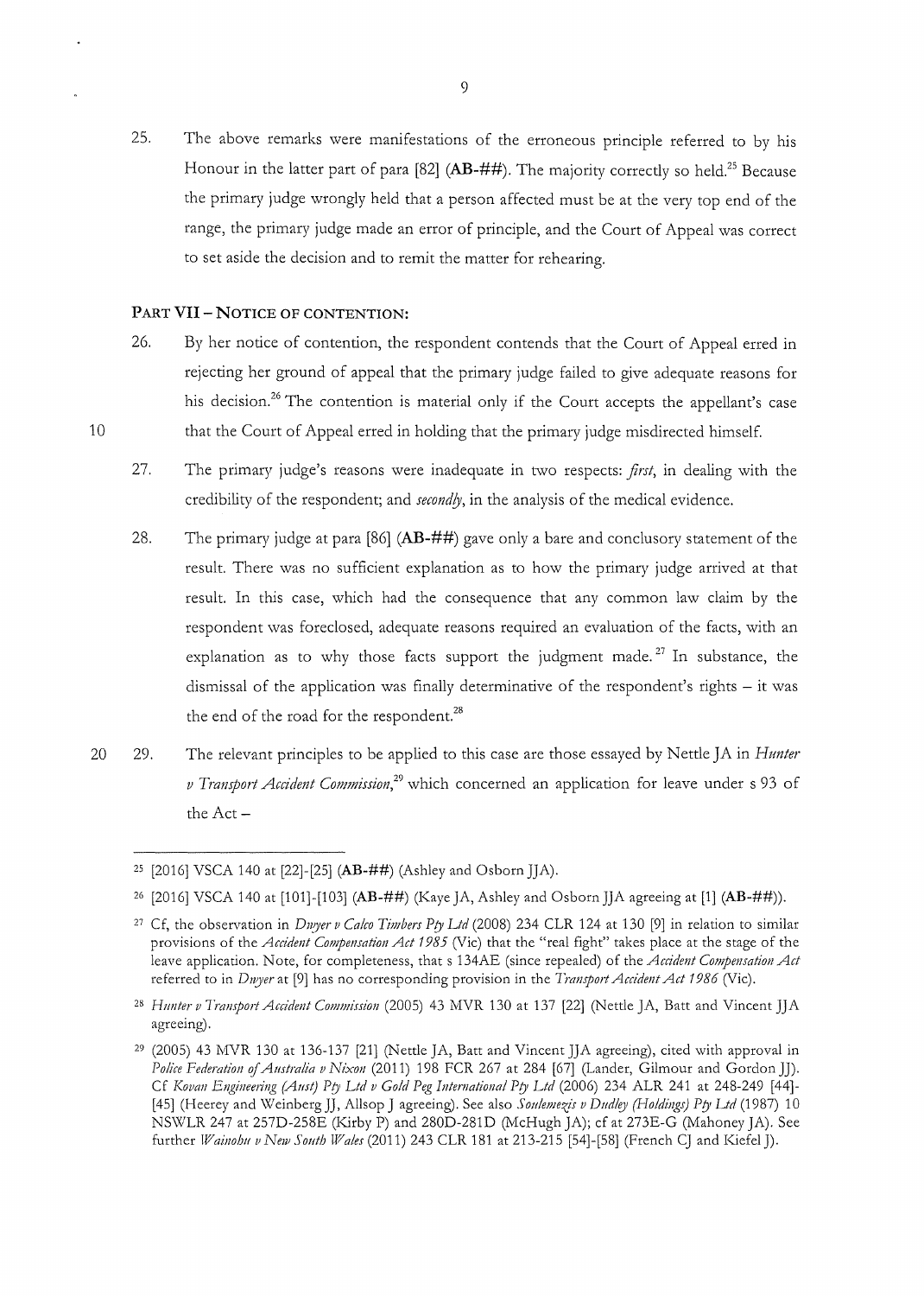25. The above remarks were manifestations of the erroneous principle referred to by his Honour in the latter part of para [82] (**AB-##**). The majority correctly so held.[25] Because the primary judge wrongly held that a person affected must be at the very top end of the range, the primary judge made an error of principle, and the Court of Appeal was correct to set aside the decision and to remit the matter for rehearing.

## PART VII – NOTICE OF CONTENTION:

26. By her notice of contention, the respondent contends that the Court of Appeal erred in rejecting her ground of appeal that the primary judge failed to give adequate reasons for his decision.[26] The contention is material only if the Court accepts the appellant's case that the Court of Appeal erred in holding that the primary judge misdirected himself.

27. The primary judge's reasons were inadequate in two respects: *first*, in dealing with the credibility of the respondent; and *secondly*, in the analysis of the medical evidence.

28. The primary judge at para [86] (**AB-##**) gave only a bare and conclusory statement of the result. There was no sufficient explanation as to how the primary judge arrived at that result. In this case, which had the consequence that any common law claim by the respondent was foreclosed, adequate reasons required an evaluation of the facts, with an explanation as to why those facts support the judgment made.[27] In substance, the dismissal of the application was finally determinative of the respondent's rights – it was the end of the road for the respondent.[28]

29. The relevant principles to be applied to this case are those essayed by Nettle JA in *Hunter v Transport Accident Commission*,[29] which concerned an application for leave under s 93 of the Act –

---

[25] [2016] VSCA 140 at [22]-[25] (**AB-##**) (Ashley and Osborn JJA).

[26] [2016] VSCA 140 at [101]-[103] (**AB-##**) (Kaye JA, Ashley and Osborn JJA agreeing at [1] (**AB-##**)).

[27] Cf, the observation in *Dwyer v Calco Timbers Pty Ltd* (2008) 234 CLR 124 at 130 [9] in relation to similar provisions of the *Accident Compensation Act 1985* (Vic) that the "real fight" takes place at the stage of the leave application. Note, for completeness, that s 134AE (since repealed) of the *Accident Compensation Act* referred to in *Dwyer* at [9] has no corresponding provision in the *Transport Accident Act 1986* (Vic).

[28] *Hunter v Transport Accident Commission* (2005) 43 MVR 130 at 137 [22] (Nettle JA, Batt and Vincent JJA agreeing).

[29] (2005) 43 MVR 130 at 136-137 [21] (Nettle JA, Batt and Vincent JJA agreeing), cited with approval in *Police Federation of Australia v Nixon* (2011) 198 FCR 267 at 284 [67] (Lander, Gilmour and Gordon JJ). Cf *Kovan Engineering (Aust) Pty Ltd v Gold Peg International Pty Ltd* (2006) 234 ALR 241 at 248-249 [44]-[45] (Heerey and Weinberg JJ, Allsop J agreeing). See also *Soulemezis v Dudley (Holdings) Pty Ltd* (1987) 10 NSWLR 247 at 257D-258E (Kirby P) and 280D-281D (McHugh JA); cf at 273E-G (Mahoney JA). See further *Wainohu v New South Wales* (2011) 243 CLR 181 at 213-215 [54]-[58] (French CJ and Kiefel J).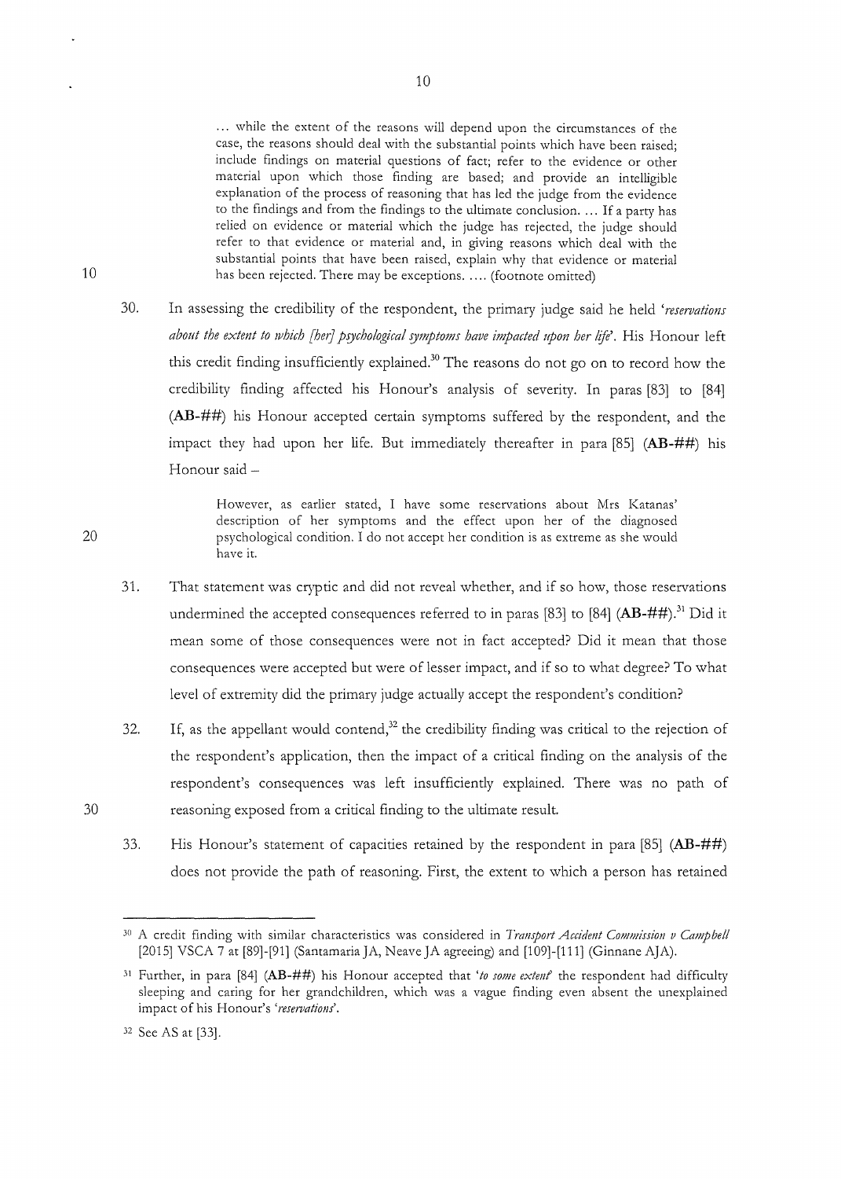> ... while the extent of the reasons will depend upon the circumstances of the case, the reasons should deal with the substantial points which have been raised; include findings on material questions of fact; refer to the evidence or other material upon which those finding are based; and provide an intelligible explanation of the process of reasoning that has led the judge from the evidence to the findings and from the findings to the ultimate conclusion. ... If a party has relied on evidence or material which the judge has rejected, the judge should refer to that evidence or material and, in giving reasons which deal with the substantial points that have been raised, explain why that evidence or material has been rejected. There may be exceptions. .... (footnote omitted)

30. In assessing the credibility of the respondent, the primary judge said he held '*reservations about the extent to which [her] psychological symptoms have impacted upon her life*'. His Honour left this credit finding insufficiently explained.[30] The reasons do not go on to record how the credibility finding affected his Honour's analysis of severity. In paras [83] to [84] (**AB-##**) his Honour accepted certain symptoms suffered by the respondent, and the impact they had upon her life. But immediately thereafter in para [85] (**AB-##**) his Honour said –

> However, as earlier stated, I have some reservations about Mrs Katanas' description of her symptoms and the effect upon her of the diagnosed psychological condition. I do not accept her condition is as extreme as she would have it.

31. That statement was cryptic and did not reveal whether, and if so how, those reservations undermined the accepted consequences referred to in paras [83] to [84] (**AB-##**).[31] Did it mean some of those consequences were not in fact accepted? Did it mean that those consequences were accepted but were of lesser impact, and if so to what degree? To what level of extremity did the primary judge actually accept the respondent's condition?

32. If, as the appellant would contend,[32] the credibility finding was critical to the rejection of the respondent's application, then the impact of a critical finding on the analysis of the respondent's consequences was left insufficiently explained. There was no path of reasoning exposed from a critical finding to the ultimate result.

33. His Honour's statement of capacities retained by the respondent in para [85] (**AB-##**) does not provide the path of reasoning. First, the extent to which a person has retained

---

[30] A credit finding with similar characteristics was considered in *Transport Accident Commission v Campbell* [2015] VSCA 7 at [89]-[91] (Santamaria JA, Neave JA agreeing) and [109]-[111] (Ginnane AJA).

[31] Further, in para [84] (**AB-##**) his Honour accepted that '*to some extent*' the respondent had difficulty sleeping and caring for her grandchildren, which was a vague finding even absent the unexplained impact of his Honour's '*reservations*'.

[32] See AS at [33].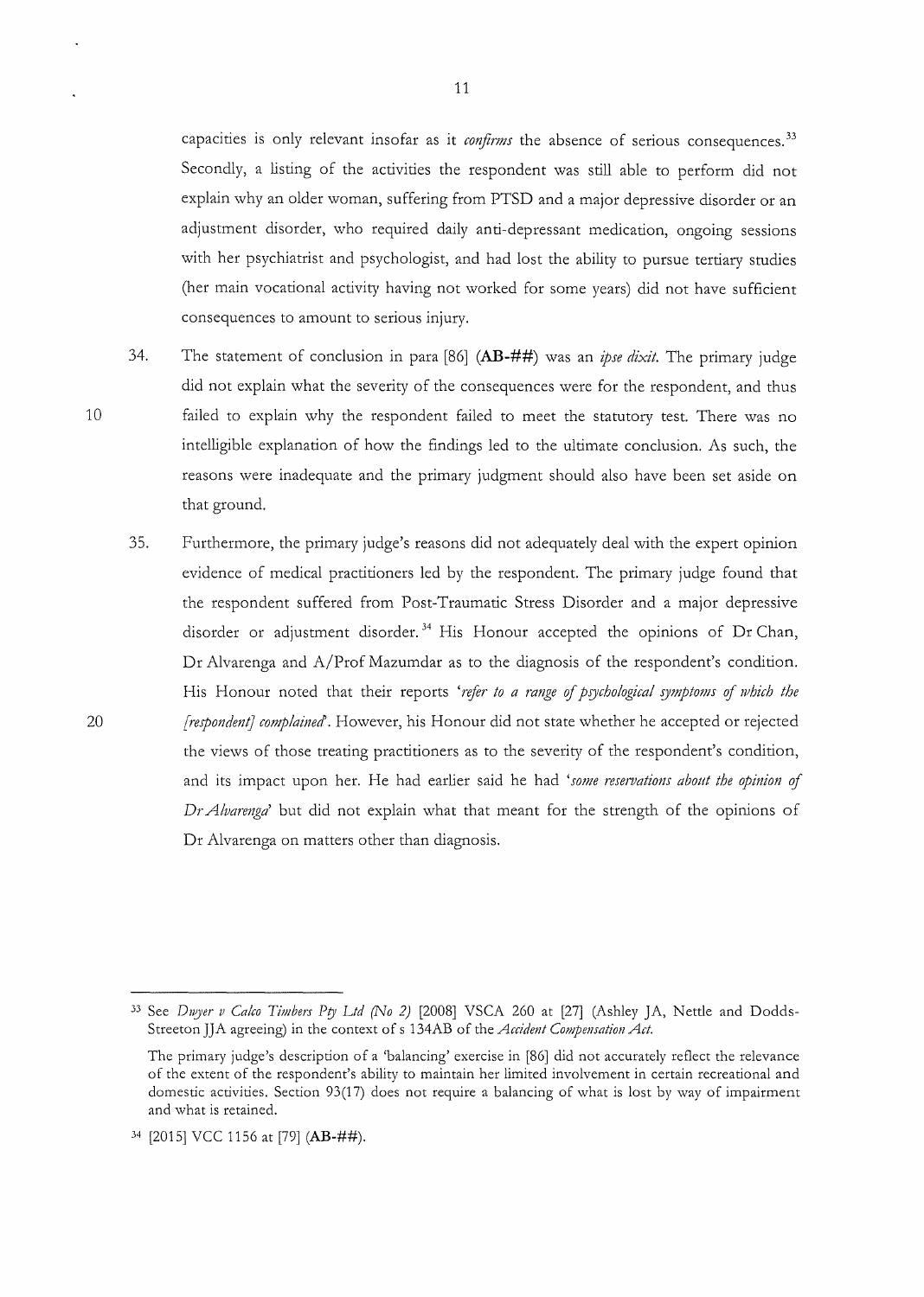capacities is only relevant insofar as it *confirms* the absence of serious consequences.[33] Secondly, a listing of the activities the respondent was still able to perform did not explain why an older woman, suffering from PTSD and a major depressive disorder or an adjustment disorder, who required daily anti-depressant medication, ongoing sessions with her psychiatrist and psychologist, and had lost the ability to pursue tertiary studies (her main vocational activity having not worked for some years) did not have sufficient consequences to amount to serious injury.

34. The statement of conclusion in para [86] (**AB-##**) was an *ipse dixit*. The primary judge did not explain what the severity of the consequences were for the respondent, and thus failed to explain why the respondent failed to meet the statutory test. There was no intelligible explanation of how the findings led to the ultimate conclusion. As such, the reasons were inadequate and the primary judgment should also have been set aside on that ground.

35. Furthermore, the primary judge's reasons did not adequately deal with the expert opinion evidence of medical practitioners led by the respondent. The primary judge found that the respondent suffered from Post-Traumatic Stress Disorder and a major depressive disorder or adjustment disorder.[34] His Honour accepted the opinions of Dr Chan, Dr Alvarenga and A/Prof Mazumdar as to the diagnosis of the respondent's condition. His Honour noted that their reports '*refer to a range of psychological symptoms of which the [respondent] complained*'. However, his Honour did not state whether he accepted or rejected the views of those treating practitioners as to the severity of the respondent's condition, and its impact upon her. He had earlier said he had '*some reservations about the opinion of Dr Alvarenga*' but did not explain what that meant for the strength of the opinions of Dr Alvarenga on matters other than diagnosis.

---

[33] See *Dwyer v Calco Timbers Pty Ltd (No 2)* [2008] VSCA 260 at [27] (Ashley JA, Nettle and Dodds-Streeton JJA agreeing) in the context of s 134AB of the *Accident Compensation Act*.

The primary judge's description of a 'balancing' exercise in [86] did not accurately reflect the relevance of the extent of the respondent's ability to maintain her limited involvement in certain recreational and domestic activities. Section 93(17) does not require a balancing of what is lost by way of impairment and what is retained.

[34] [2015] VCC 1156 at [79] (**AB-##**).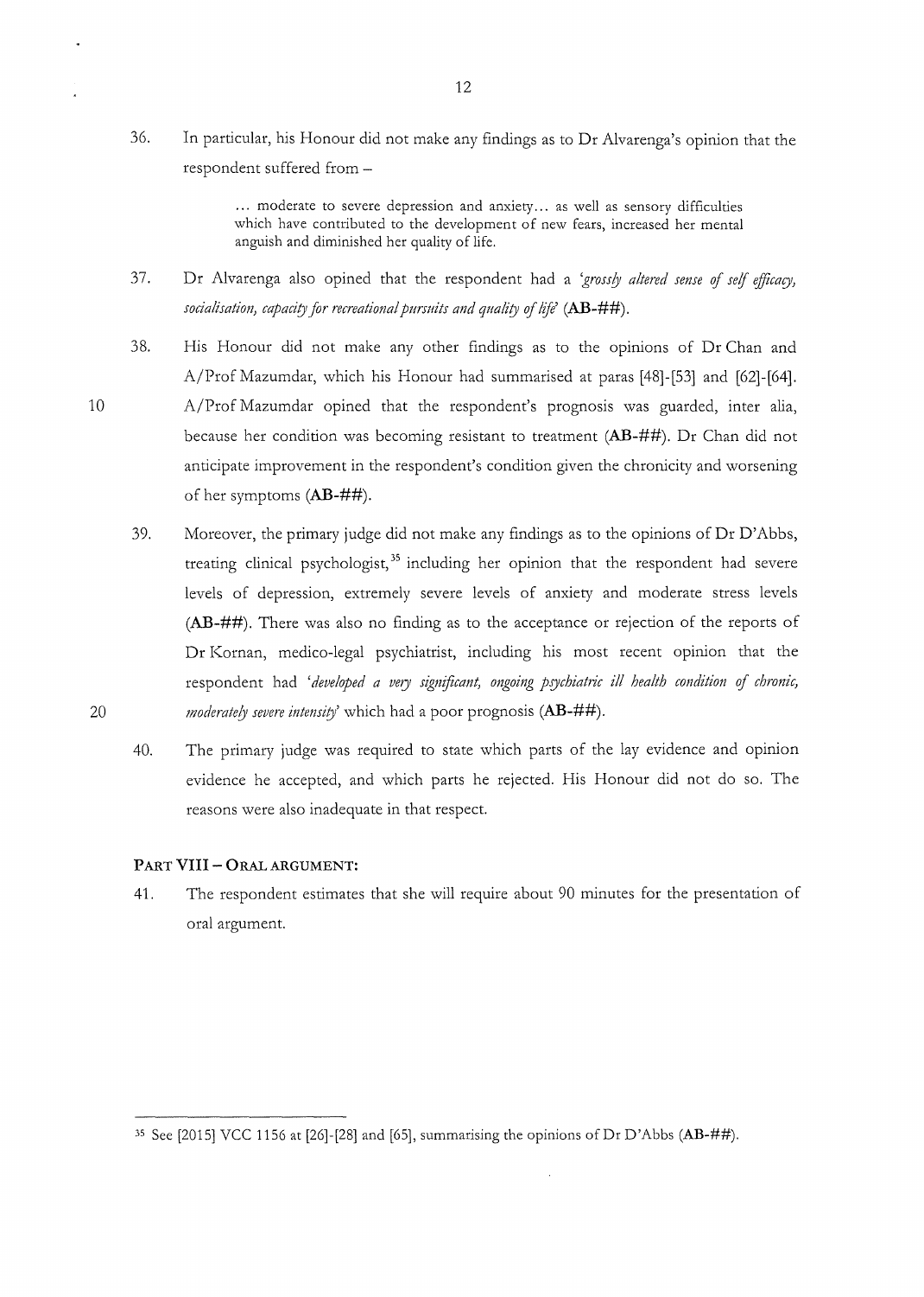36. In particular, his Honour did not make any findings as to Dr Alvarenga's opinion that the respondent suffered from –

> ... moderate to severe depression and anxiety... as well as sensory difficulties which have contributed to the development of new fears, increased her mental anguish and diminished her quality of life.

37. Dr Alvarenga also opined that the respondent had a *'grossly altered sense of self efficacy, socialisation, capacity for recreational pursuits and quality of life'* (**AB-##**).

38. His Honour did not make any other findings as to the opinions of Dr Chan and A/Prof Mazumdar, which his Honour had summarised at paras [48]-[53] and [62]-[64]. A/Prof Mazumdar opined that the respondent's prognosis was guarded, inter alia, because her condition was becoming resistant to treatment (**AB-##**). Dr Chan did not anticipate improvement in the respondent's condition given the chronicity and worsening of her symptoms (**AB-##**).

39. Moreover, the primary judge did not make any findings as to the opinions of Dr D'Abbs, treating clinical psychologist,[35] including her opinion that the respondent had severe levels of depression, extremely severe levels of anxiety and moderate stress levels (**AB-##**). There was also no finding as to the acceptance or rejection of the reports of Dr Kornan, medico-legal psychiatrist, including his most recent opinion that the respondent had *'developed a very significant, ongoing psychiatric ill health condition of chronic, moderately severe intensity'* which had a poor prognosis (**AB-##**).

40. The primary judge was required to state which parts of the lay evidence and opinion evidence he accepted, and which parts he rejected. His Honour did not do so. The reasons were also inadequate in that respect.

## PART VIII – ORAL ARGUMENT:

41. The respondent estimates that she will require about 90 minutes for the presentation of oral argument.

---

[35] See [2015] VCC 1156 at [26]-[28] and [65], summarising the opinions of Dr D'Abbs (**AB-##**).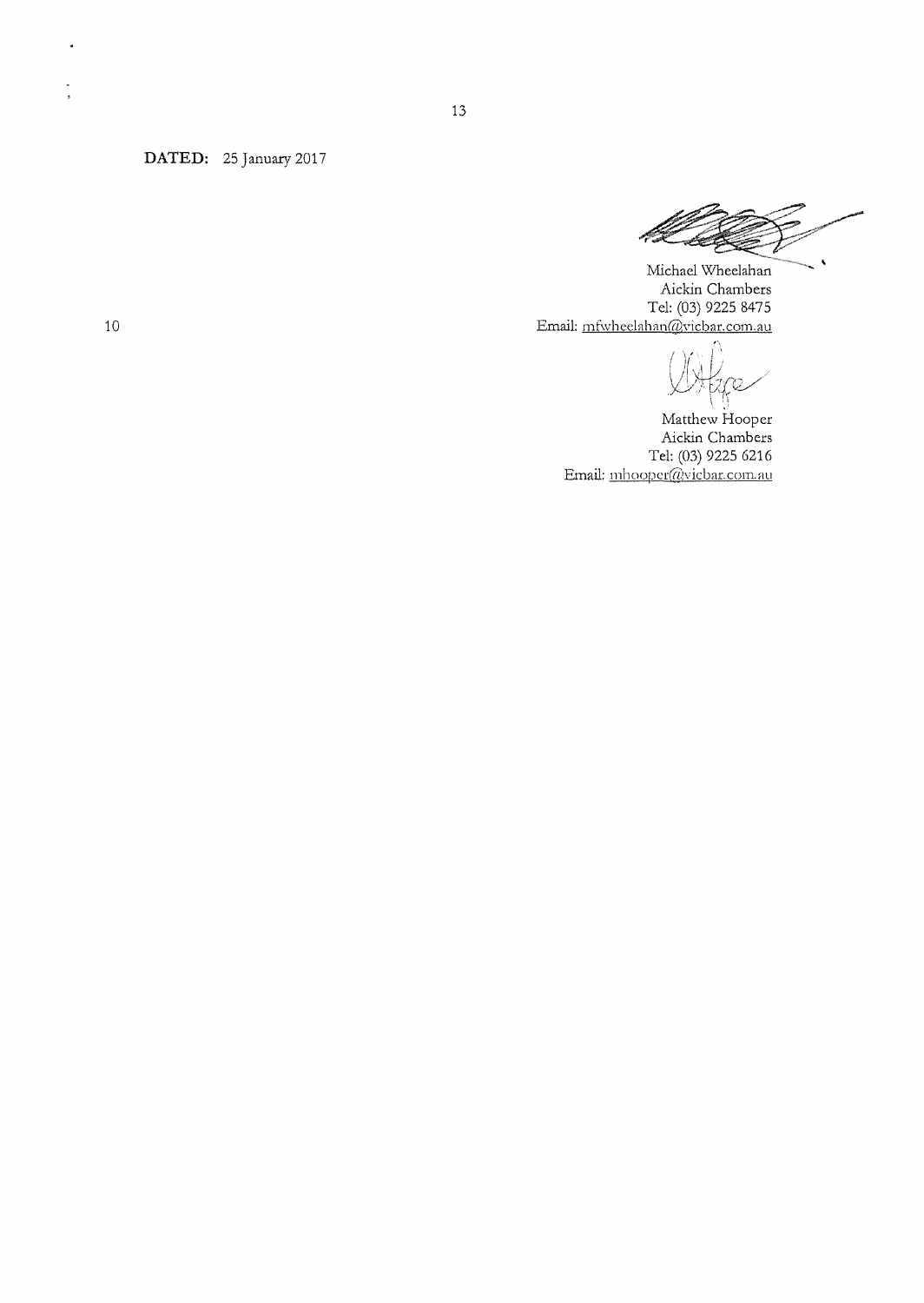**DATED:** 25 January 2017

Michael Wheelahan
Aickin Chambers
Tel: (03) 9225 8475
Email: mfwheelahan@vicbar.com.au

Matthew Hooper
Aickin Chambers
Tel: (03) 9225 6216
Email: mhooper@vicbar.com.au